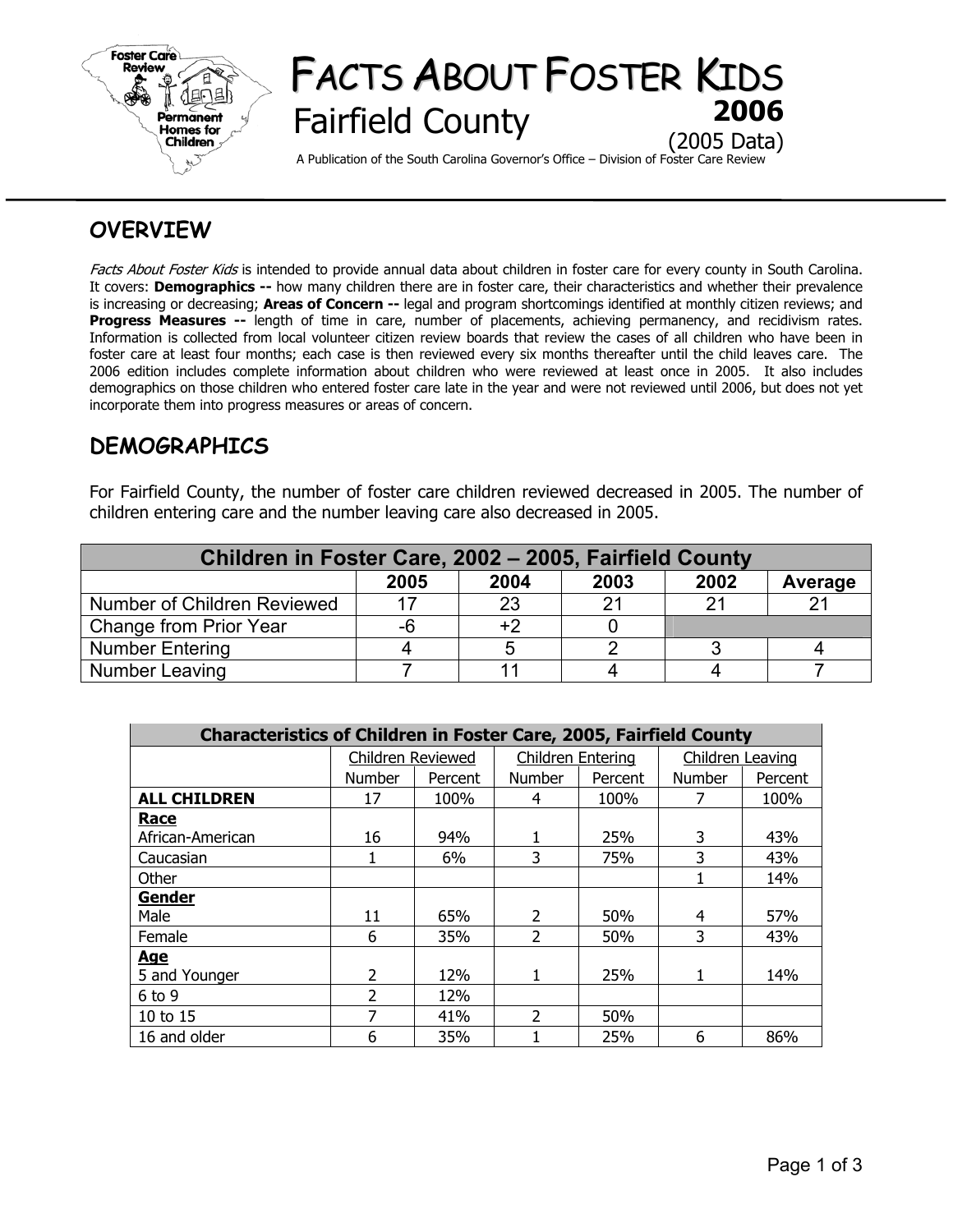# FACTS ABOUT FOSTER KIDS

## Fairfield County

**2006**

(2005 Data)

A Publication of the South Carolina Governor's Office – Division of Foster Care Review

## OVERVIEW

*Facts About Foster Kids* is intended to provide annual data about children in foster care for every county in South Carolina. It covers: **Demographics --** how many children there are in foster care, their characteristics and whether their prevalence is increasing or decreasing; **Areas of Concern --** legal and program shortcomings identified at monthly citizen reviews; and **Progress Measures --** length of time in care, number of placements, achieving permanency, and recidivism rates. Information is collected from local volunteer citizen review boards that review the cases of all children who have been in foster care at least four months; each case is then reviewed every six months thereafter until the child leaves care. The 2006 edition includes complete information about children who were reviewed at least once in 2005. It also includes demographics on those children who entered foster care late in the year and were not reviewed until 2006, but does not yet incorporate them into progress measures or areas of concern.

## DEMOGRAPHICS

For Fairfield County, the number of foster care children reviewed decreased in 2005. The number of children entering care and the number leaving care also decreased in 2005.

| Children in Foster Care, 2002 – 2005, Fairfield County | | | | | |
|---|---|---|---|---|---|
| | 2005 | 2004 | 2003 | 2002 | Average |
| Number of Children Reviewed | 17 | 23 | 21 | 21 | 21 |
| Change from Prior Year | -6 | +2 | 0 | | |
| Number Entering | 4 | 5 | 2 | 3 | 4 |
| Number Leaving | 7 | 11 | 4 | 4 | 7 |

| Characteristics of Children in Foster Care, 2005, Fairfield County | | | | | | |
|---|---|---|---|---|---|---|
| | Children Reviewed | | Children Entering | | Children Leaving | |
| | Number | Percent | Number | Percent | Number | Percent |
| **ALL CHILDREN** | 17 | 100% | 4 | 100% | 7 | 100% |
| **Race** | | | | | | |
| African-American | 16 | 94% | 1 | 25% | 3 | 43% |
| Caucasian | 1 | 6% | 3 | 75% | 3 | 43% |
| Other | | | | | 1 | 14% |
| **Gender** | | | | | | |
| Male | 11 | 65% | 2 | 50% | 4 | 57% |
| Female | 6 | 35% | 2 | 50% | 3 | 43% |
| **Age** | | | | | | |
| 5 and Younger | 2 | 12% | 1 | 25% | 1 | 14% |
| 6 to 9 | 2 | 12% | | | | |
| 10 to 15 | 7 | 41% | 2 | 50% | | |
| 16 and older | 6 | 35% | 1 | 25% | 6 | 86% |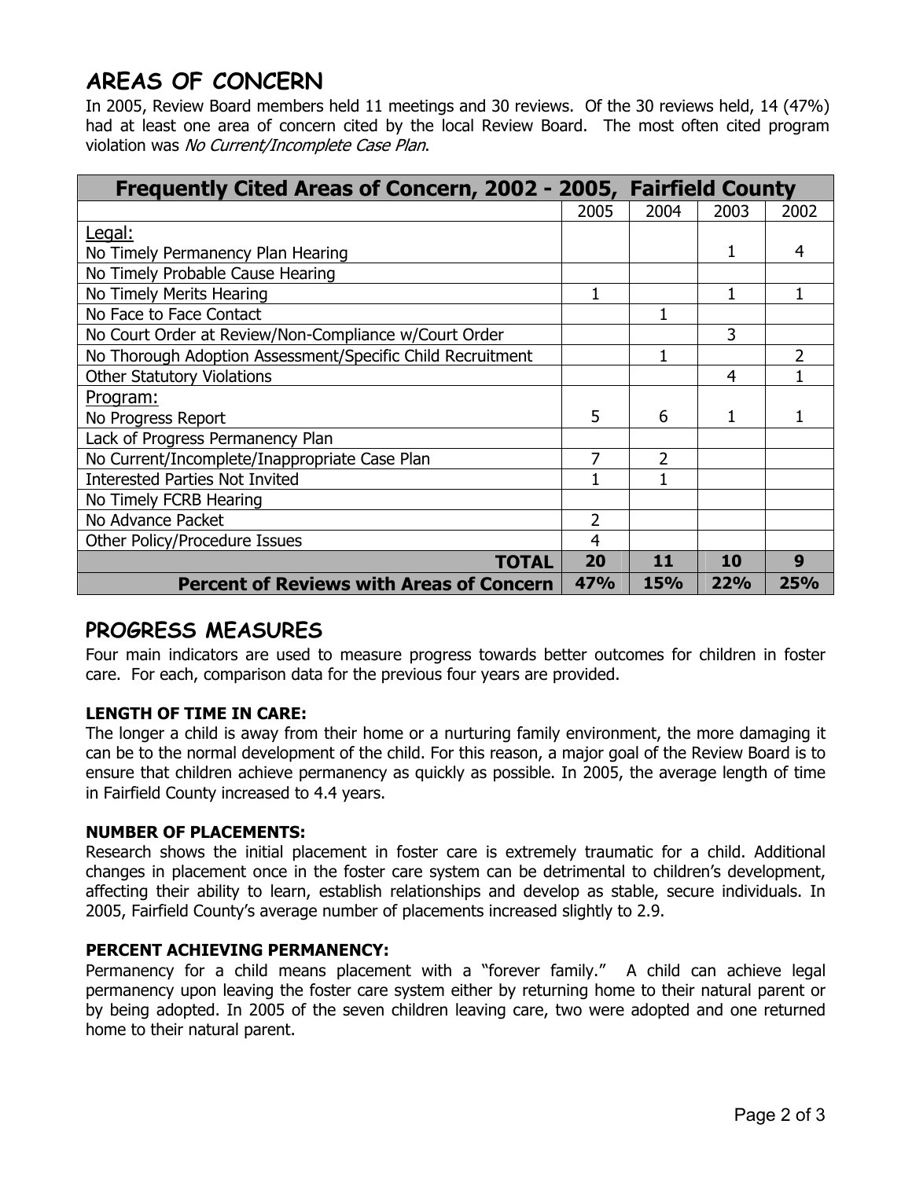## AREAS OF CONCERN

In 2005, Review Board members held 11 meetings and 30 reviews. Of the 30 reviews held, 14 (47%) had at least one area of concern cited by the local Review Board. The most often cited program violation was *No Current/Incomplete Case Plan*.

| Frequently Cited Areas of Concern, 2002 - 2005, Fairfield County | | | | |
|---|---|---|---|---|
| | 2005 | 2004 | 2003 | 2002 |
| Legal:<br>No Timely Permanency Plan Hearing | | | 1 | 4 |
| No Timely Probable Cause Hearing | | | | |
| No Timely Merits Hearing | 1 | | 1 | 1 |
| No Face to Face Contact | | 1 | | |
| No Court Order at Review/Non-Compliance w/Court Order | | | 3 | |
| No Thorough Adoption Assessment/Specific Child Recruitment | | 1 | | 2 |
| Other Statutory Violations | | | 4 | 1 |
| Program:<br>No Progress Report | 5 | 6 | 1 | 1 |
| Lack of Progress Permanency Plan | | | | |
| No Current/Incomplete/Inappropriate Case Plan | 7 | 2 | | |
| Interested Parties Not Invited | 1 | 1 | | |
| No Timely FCRB Hearing | | | | |
| No Advance Packet | 2 | | | |
| Other Policy/Procedure Issues | 4 | | | |
| **TOTAL** | **20** | **11** | **10** | **9** |
| **Percent of Reviews with Areas of Concern** | **47%** | **15%** | **22%** | **25%** |

## PROGRESS MEASURES

Four main indicators are used to measure progress towards better outcomes for children in foster care. For each, comparison data for the previous four years are provided.

**LENGTH OF TIME IN CARE:**

The longer a child is away from their home or a nurturing family environment, the more damaging it can be to the normal development of the child. For this reason, a major goal of the Review Board is to ensure that children achieve permanency as quickly as possible. In 2005, the average length of time in Fairfield County increased to 4.4 years.

**NUMBER OF PLACEMENTS:**

Research shows the initial placement in foster care is extremely traumatic for a child. Additional changes in placement once in the foster care system can be detrimental to children's development, affecting their ability to learn, establish relationships and develop as stable, secure individuals. In 2005, Fairfield County's average number of placements increased slightly to 2.9.

**PERCENT ACHIEVING PERMANENCY:**

Permanency for a child means placement with a "forever family." A child can achieve legal permanency upon leaving the foster care system either by returning home to their natural parent or by being adopted. In 2005 of the seven children leaving care, two were adopted and one returned home to their natural parent.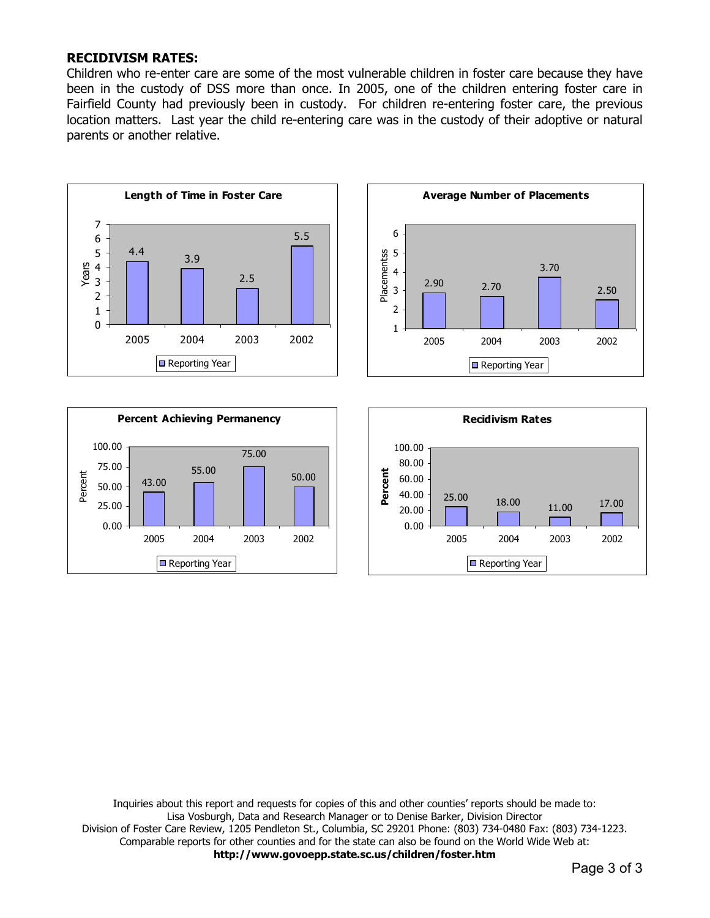**RECIDIVISM RATES:**

Children who re-enter care are some of the most vulnerable children in foster care because they have been in the custody of DSS more than once. In 2005, one of the children entering foster care in Fairfield County had previously been in custody. For children re-entering foster care, the previous location matters. Last year the child re-entering care was in the custody of their adoptive or natural parents or another relative.

**Length of Time in Foster Care**

Years

7
6
5
4
3
2
1
0

4.4
3.9
2.5
5.5

2005 2004 2003 2002

Reporting Year

**Average Number of Placements**

Placementss

6
5
4
3
2
1

2.90
2.70
3.70
2.50

2005 2004 2003 2002

Reporting Year

**Percent Achieving Permanency**

Percent

100.00
75.00
50.00
25.00
0.00

43.00
55.00
75.00
50.00

2005 2004 2003 2002

Reporting Year

**Recidivism Rates**

**Percent**

100.00
80.00
60.00
40.00
20.00
0.00

25.00
18.00
11.00
17.00

2005 2004 2003 2002

Reporting Year

Inquiries about this report and requests for copies of this and other counties' reports should be made to:
Lisa Vosburgh, Data and Research Manager or to Denise Barker, Division Director
Division of Foster Care Review, 1205 Pendleton St., Columbia, SC 29201 Phone: (803) 734-0480 Fax: (803) 734-1223.
Comparable reports for other counties and for the state can also be found on the World Wide Web at:
**http://www.govoepp.state.sc.us/children/foster.htm**